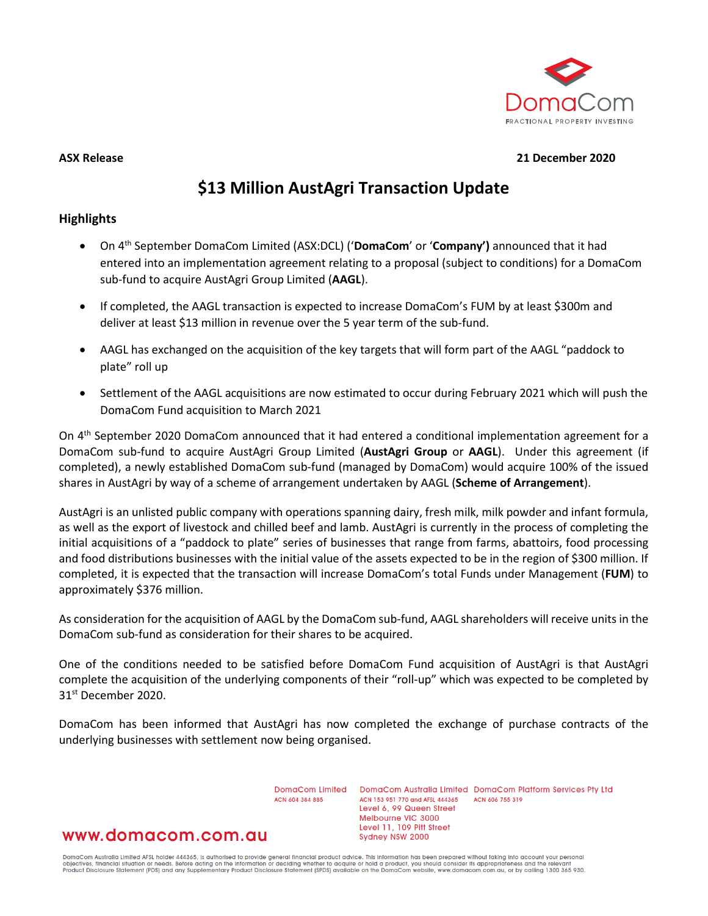**ASX Release** **21 December 2020**

# $13 Million AustAgri Transaction Update

## Highlights

- On 4th September DomaCom Limited (ASX:DCL) ('**DomaCom**' or '**Company')** announced that it had entered into an implementation agreement relating to a proposal (subject to conditions) for a DomaCom sub-fund to acquire AustAgri Group Limited (**AAGL**).
- If completed, the AAGL transaction is expected to increase DomaCom's FUM by at least $300m and deliver at least $13 million in revenue over the 5 year term of the sub-fund.
- AAGL has exchanged on the acquisition of the key targets that will form part of the AAGL "paddock to plate" roll up
- Settlement of the AAGL acquisitions are now estimated to occur during February 2021 which will push the DomaCom Fund acquisition to March 2021

On 4th September 2020 DomaCom announced that it had entered a conditional implementation agreement for a DomaCom sub-fund to acquire AustAgri Group Limited (**AustAgri Group** or **AAGL**). Under this agreement (if completed), a newly established DomaCom sub-fund (managed by DomaCom) would acquire 100% of the issued shares in AustAgri by way of a scheme of arrangement undertaken by AAGL (**Scheme of Arrangement**).

AustAgri is an unlisted public company with operations spanning dairy, fresh milk, milk powder and infant formula, as well as the export of livestock and chilled beef and lamb. AustAgri is currently in the process of completing the initial acquisitions of a "paddock to plate" series of businesses that range from farms, abattoirs, food processing and food distributions businesses with the initial value of the assets expected to be in the region of $300 million. If completed, it is expected that the transaction will increase DomaCom's total Funds under Management (**FUM**) to approximately $376 million.

As consideration for the acquisition of AAGL by the DomaCom sub-fund, AAGL shareholders will receive units in the DomaCom sub-fund as consideration for their shares to be acquired.

One of the conditions needed to be satisfied before DomaCom Fund acquisition of AustAgri is that AustAgri complete the acquisition of the underlying components of their "roll-up" which was expected to be completed by 31st December 2020.

DomaCom has been informed that AustAgri has now completed the exchange of purchase contracts of the underlying businesses with settlement now being organised.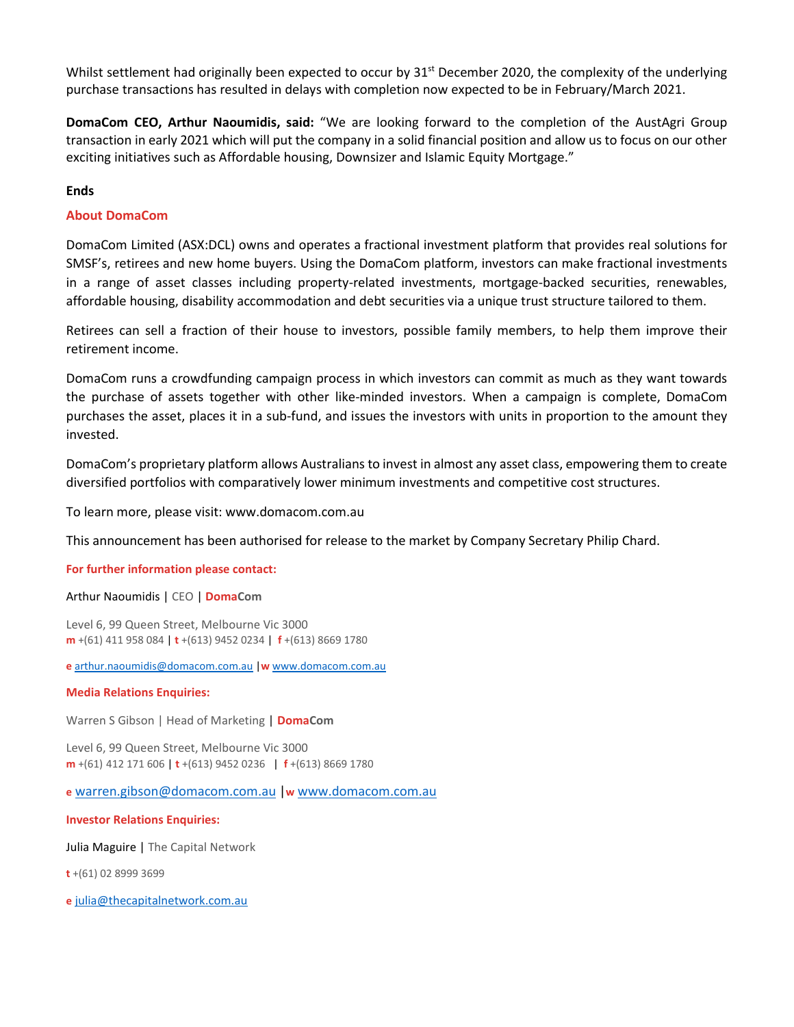Whilst settlement had originally been expected to occur by 31st December 2020, the complexity of the underlying purchase transactions has resulted in delays with completion now expected to be in February/March 2021.

**DomaCom CEO, Arthur Naoumidis, said:** "We are looking forward to the completion of the AustAgri Group transaction in early 2021 which will put the company in a solid financial position and allow us to focus on our other exciting initiatives such as Affordable housing, Downsizer and Islamic Equity Mortgage."

**Ends**

**About DomaCom**

DomaCom Limited (ASX:DCL) owns and operates a fractional investment platform that provides real solutions for SMSF's, retirees and new home buyers. Using the DomaCom platform, investors can make fractional investments in a range of asset classes including property-related investments, mortgage-backed securities, renewables, affordable housing, disability accommodation and debt securities via a unique trust structure tailored to them.

Retirees can sell a fraction of their house to investors, possible family members, to help them improve their retirement income.

DomaCom runs a crowdfunding campaign process in which investors can commit as much as they want towards the purchase of assets together with other like-minded investors. When a campaign is complete, DomaCom purchases the asset, places it in a sub-fund, and issues the investors with units in proportion to the amount they invested.

DomaCom's proprietary platform allows Australians to invest in almost any asset class, empowering them to create diversified portfolios with comparatively lower minimum investments and competitive cost structures.

To learn more, please visit: www.domacom.com.au

This announcement has been authorised for release to the market by Company Secretary Philip Chard.

**For further information please contact:**

Arthur Naoumidis | CEO | **DomaCom**

Level 6, 99 Queen Street, Melbourne Vic 3000
**m** +(61) 411 958 084 | **t** +(613) 9452 0234 | **f** +(613) 8669 1780

**e** arthur.naoumidis@domacom.com.au | **w** www.domacom.com.au

**Media Relations Enquiries:**

Warren S Gibson | Head of Marketing | **DomaCom**

Level 6, 99 Queen Street, Melbourne Vic 3000
**m** +(61) 412 171 606 | **t** +(613) 9452 0236 | **f** +(613) 8669 1780

**e** warren.gibson@domacom.com.au | **w** www.domacom.com.au

**Investor Relations Enquiries:**

Julia Maguire | The Capital Network

**t** +(61) 02 8999 3699

**e** julia@thecapitalnetwork.com.au